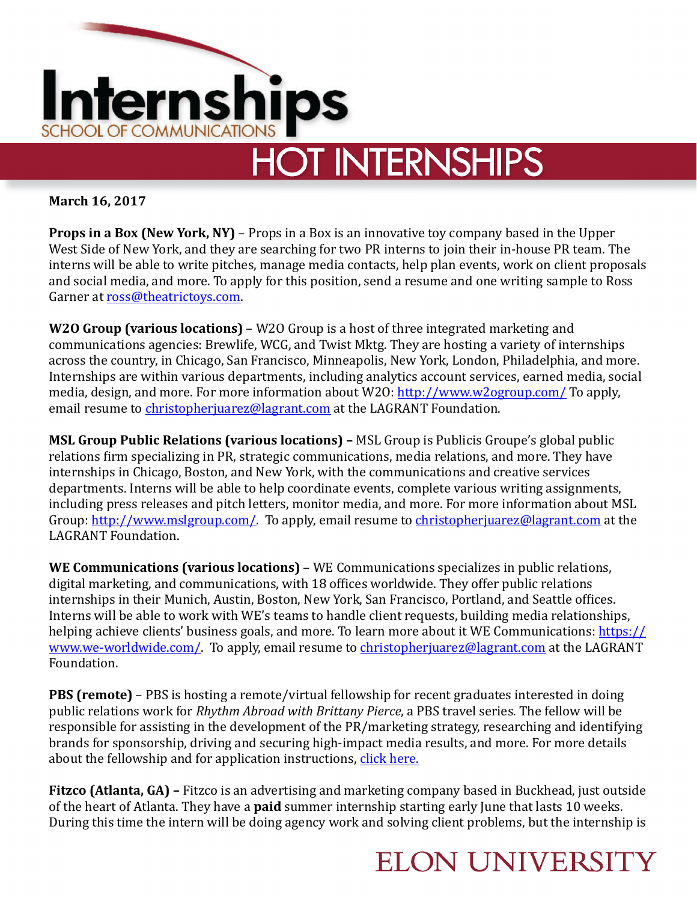# Internships

SCHOOL OF COMMUNICATIONS

## HOT INTERNSHIPS

**March 16, 2017**

**Props in a Box (New York, NY)** – Props in a Box is an innovative toy company based in the Upper West Side of New York, and they are searching for two PR interns to join their in-house PR team. The interns will be able to write pitches, manage media contacts, help plan events, work on client proposals and social media, and more. To apply for this position, send a resume and one writing sample to Ross Garner at ross@theatrictoys.com.

**W2O Group (various locations)** – W2O Group is a host of three integrated marketing and communications agencies: Brewlife, WCG, and Twist Mktg. They are hosting a variety of internships across the country, in Chicago, San Francisco, Minneapolis, New York, London, Philadelphia, and more. Internships are within various departments, including analytics account services, earned media, social media, design, and more. For more information about W2O: http://www.w2ogroup.com/ To apply, email resume to christopherjuarez@lagrant.com at the LAGRANT Foundation.

**MSL Group Public Relations (various locations) –** MSL Group is Publicis Groupe's global public relations firm specializing in PR, strategic communications, media relations, and more. They have internships in Chicago, Boston, and New York, with the communications and creative services departments. Interns will be able to help coordinate events, complete various writing assignments, including press releases and pitch letters, monitor media, and more. For more information about MSL Group: http://www.mslgroup.com/. To apply, email resume to christopherjuarez@lagrant.com at the LAGRANT Foundation.

**WE Communications (various locations)** – WE Communications specializes in public relations, digital marketing, and communications, with 18 offices worldwide. They offer public relations internships in their Munich, Austin, Boston, New York, San Francisco, Portland, and Seattle offices. Interns will be able to work with WE's teams to handle client requests, building media relationships, helping achieve clients' business goals, and more. To learn more about it WE Communications: https://www.we-worldwide.com/. To apply, email resume to christopherjuarez@lagrant.com at the LAGRANT Foundation.

**PBS (remote)** – PBS is hosting a remote/virtual fellowship for recent graduates interested in doing public relations work for *Rhythm Abroad with Brittany Pierce*, a PBS travel series. The fellow will be responsible for assisting in the development of the PR/marketing strategy, researching and identifying brands for sponsorship, driving and securing high-impact media results, and more. For more details about the fellowship and for application instructions, click here.

**Fitzco (Atlanta, GA) –** Fitzco is an advertising and marketing company based in Buckhead, just outside of the heart of Atlanta. They have a **paid** summer internship starting early June that lasts 10 weeks. During this time the intern will be doing agency work and solving client problems, but the internship is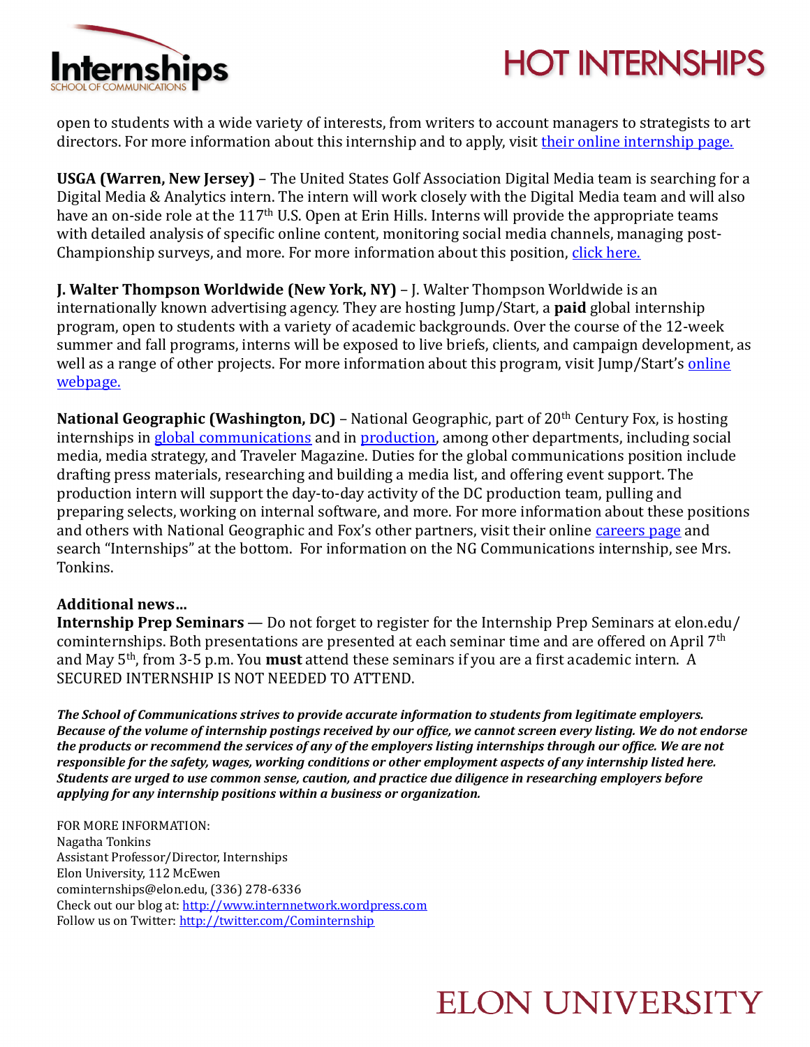open to students with a wide variety of interests, from writers to account managers to strategists to art directors. For more information about this internship and to apply, visit [their online internship page.]

**USGA (Warren, New Jersey)** – The United States Golf Association Digital Media team is searching for a Digital Media & Analytics intern. The intern will work closely with the Digital Media team and will also have an on-side role at the 117th U.S. Open at Erin Hills. Interns will provide the appropriate teams with detailed analysis of specific online content, monitoring social media channels, managing post-Championship surveys, and more. For more information about this position, [click here.]

**J. Walter Thompson Worldwide (New York, NY)** – J. Walter Thompson Worldwide is an internationally known advertising agency. They are hosting Jump/Start, a **paid** global internship program, open to students with a variety of academic backgrounds. Over the course of the 12-week summer and fall programs, interns will be exposed to live briefs, clients, and campaign development, as well as a range of other projects. For more information about this program, visit Jump/Start's [online webpage.]

**National Geographic (Washington, DC)** – National Geographic, part of 20th Century Fox, is hosting internships in [global communications] and in [production], among other departments, including social media, media strategy, and Traveler Magazine. Duties for the global communications position include drafting press materials, researching and building a media list, and offering event support. The production intern will support the day-to-day activity of the DC production team, pulling and preparing selects, working on internal software, and more. For more information about these positions and others with National Geographic and Fox's other partners, visit their online [careers page] and search "Internships" at the bottom. For information on the NG Communications internship, see Mrs. Tonkins.

**Additional news…**

**Internship Prep Seminars** — Do not forget to register for the Internship Prep Seminars at elon.edu/cominternships. Both presentations are presented at each seminar time and are offered on April 7th and May 5th, from 3-5 p.m. You **must** attend these seminars if you are a first academic intern. A SECURED INTERNSHIP IS NOT NEEDED TO ATTEND.

***The School of Communications strives to provide accurate information to students from legitimate employers. Because of the volume of internship postings received by our office, we cannot screen every listing. We do not endorse the products or recommend the services of any of the employers listing internships through our office. We are not responsible for the safety, wages, working conditions or other employment aspects of any internship listed here. Students are urged to use common sense, caution, and practice due diligence in researching employers before applying for any internship positions within a business or organization.***

FOR MORE INFORMATION:
Nagatha Tonkins
Assistant Professor/Director, Internships
Elon University, 112 McEwen
cominternships@elon.edu, (336) 278-6336
Check out our blog at: http://www.internnetwork.wordpress.com
Follow us on Twitter: http://twitter.com/Cominternship